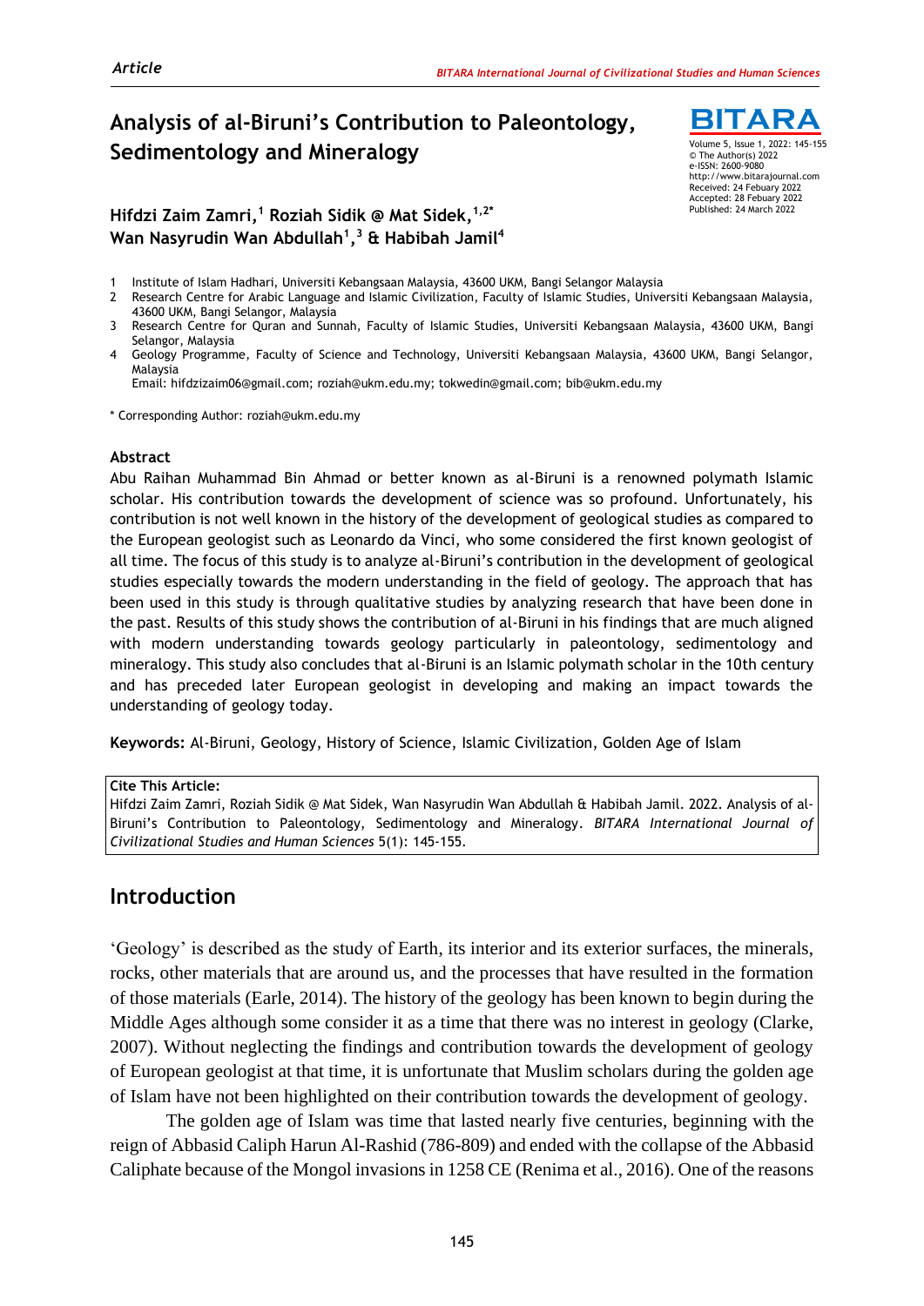# Analysis of al-Biruni's Contribution to Paleontology, Sedimentology and Mineralogy

Volume 5, Issue 1, 2022: 145-155
© The Author(s) 2022
e-ISSN: 2600-9080
http://www.bitarajournal.com
Received: 24 Febuary 2022
Accepted: 28 Febuary 2022
Published: 24 March 2022

**Hifdzi Zaim Zamri,[1] Roziah Sidik @ Mat Sidek,[1,2*] Wan Nasyrudin Wan Abdullah[1],[3] & Habibah Jamil[4]**

1 Institute of Islam Hadhari, Universiti Kebangsaan Malaysia, 43600 UKM, Bangi Selangor Malaysia
2 Research Centre for Arabic Language and Islamic Civilization, Faculty of Islamic Studies, Universiti Kebangsaan Malaysia, 43600 UKM, Bangi Selangor, Malaysia
3 Research Centre for Quran and Sunnah, Faculty of Islamic Studies, Universiti Kebangsaan Malaysia, 43600 UKM, Bangi Selangor, Malaysia
4 Geology Programme, Faculty of Science and Technology, Universiti Kebangsaan Malaysia, 43600 UKM, Bangi Selangor, Malaysia
Email: hifdzizaim06@gmail.com; roziah@ukm.edu.my; tokwedin@gmail.com; bib@ukm.edu.my

* Corresponding Author: roziah@ukm.edu.my

### Abstract

Abu Raihan Muhammad Bin Ahmad or better known as al-Biruni is a renowned polymath Islamic scholar. His contribution towards the development of science was so profound. Unfortunately, his contribution is not well known in the history of the development of geological studies as compared to the European geologist such as Leonardo da Vinci, who some considered the first known geologist of all time. The focus of this study is to analyze al-Biruni's contribution in the development of geological studies especially towards the modern understanding in the field of geology. The approach that has been used in this study is through qualitative studies by analyzing research that have been done in the past. Results of this study shows the contribution of al-Biruni in his findings that are much aligned with modern understanding towards geology particularly in paleontology, sedimentology and mineralogy. This study also concludes that al-Biruni is an Islamic polymath scholar in the 10th century and has preceded later European geologist in developing and making an impact towards the understanding of geology today.

**Keywords:** Al-Biruni, Geology, History of Science, Islamic Civilization, Golden Age of Islam

**Cite This Article:**
Hifdzi Zaim Zamri, Roziah Sidik @ Mat Sidek, Wan Nasyrudin Wan Abdullah & Habibah Jamil. 2022. Analysis of al-Biruni's Contribution to Paleontology, Sedimentology and Mineralogy. *BITARA International Journal of Civilizational Studies and Human Sciences* 5(1): 145-155.

## Introduction

'Geology' is described as the study of Earth, its interior and its exterior surfaces, the minerals, rocks, other materials that are around us, and the processes that have resulted in the formation of those materials (Earle, 2014). The history of the geology has been known to begin during the Middle Ages although some consider it as a time that there was no interest in geology (Clarke, 2007). Without neglecting the findings and contribution towards the development of geology of European geologist at that time, it is unfortunate that Muslim scholars during the golden age of Islam have not been highlighted on their contribution towards the development of geology.

The golden age of Islam was time that lasted nearly five centuries, beginning with the reign of Abbasid Caliph Harun Al-Rashid (786-809) and ended with the collapse of the Abbasid Caliphate because of the Mongol invasions in 1258 CE (Renima et al., 2016). One of the reasons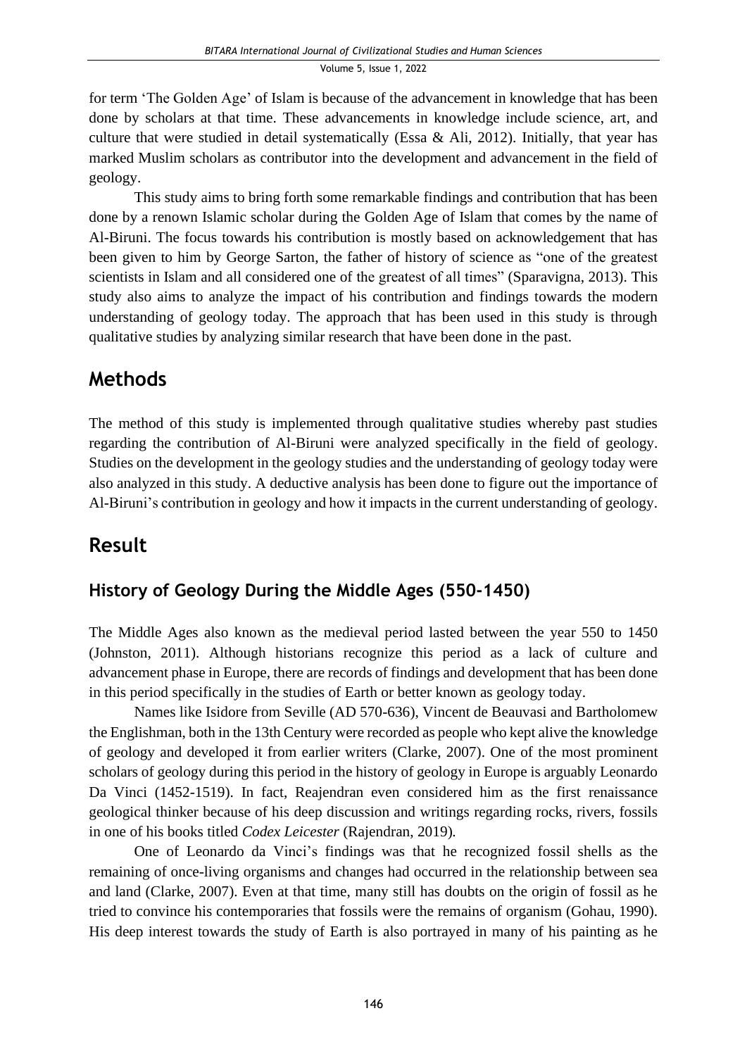for term 'The Golden Age' of Islam is because of the advancement in knowledge that has been done by scholars at that time. These advancements in knowledge include science, art, and culture that were studied in detail systematically (Essa & Ali, 2012). Initially, that year has marked Muslim scholars as contributor into the development and advancement in the field of geology.

This study aims to bring forth some remarkable findings and contribution that has been done by a renown Islamic scholar during the Golden Age of Islam that comes by the name of Al-Biruni. The focus towards his contribution is mostly based on acknowledgement that has been given to him by George Sarton, the father of history of science as "one of the greatest scientists in Islam and all considered one of the greatest of all times" (Sparavigna, 2013). This study also aims to analyze the impact of his contribution and findings towards the modern understanding of geology today. The approach that has been used in this study is through qualitative studies by analyzing similar research that have been done in the past.

## Methods

The method of this study is implemented through qualitative studies whereby past studies regarding the contribution of Al-Biruni were analyzed specifically in the field of geology. Studies on the development in the geology studies and the understanding of geology today were also analyzed in this study. A deductive analysis has been done to figure out the importance of Al-Biruni's contribution in geology and how it impacts in the current understanding of geology.

## Result

### History of Geology During the Middle Ages (550-1450)

The Middle Ages also known as the medieval period lasted between the year 550 to 1450 (Johnston, 2011). Although historians recognize this period as a lack of culture and advancement phase in Europe, there are records of findings and development that has been done in this period specifically in the studies of Earth or better known as geology today.

Names like Isidore from Seville (AD 570-636), Vincent de Beauvasi and Bartholomew the Englishman, both in the 13th Century were recorded as people who kept alive the knowledge of geology and developed it from earlier writers (Clarke, 2007). One of the most prominent scholars of geology during this period in the history of geology in Europe is arguably Leonardo Da Vinci (1452-1519). In fact, Reajendran even considered him as the first renaissance geological thinker because of his deep discussion and writings regarding rocks, rivers, fossils in one of his books titled *Codex Leicester* (Rajendran, 2019).

One of Leonardo da Vinci's findings was that he recognized fossil shells as the remaining of once-living organisms and changes had occurred in the relationship between sea and land (Clarke, 2007). Even at that time, many still has doubts on the origin of fossil as he tried to convince his contemporaries that fossils were the remains of organism (Gohau, 1990). His deep interest towards the study of Earth is also portrayed in many of his painting as he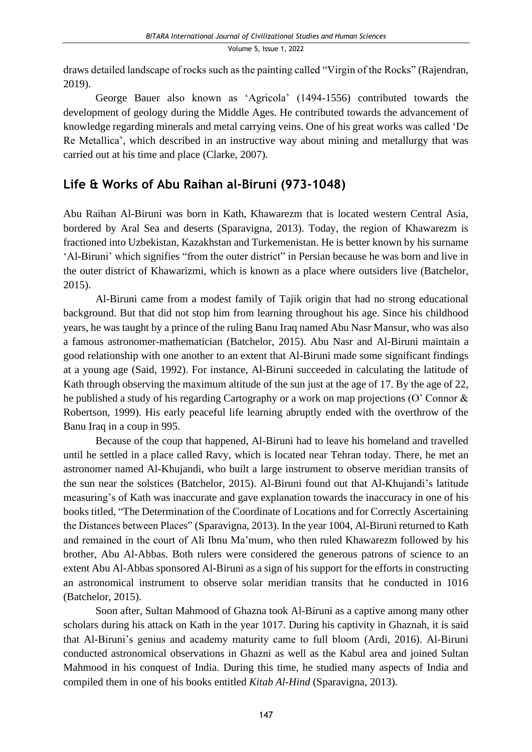draws detailed landscape of rocks such as the painting called "Virgin of the Rocks" (Rajendran, 2019).

George Bauer also known as 'Agricola' (1494-1556) contributed towards the development of geology during the Middle Ages. He contributed towards the advancement of knowledge regarding minerals and metal carrying veins. One of his great works was called 'De Re Metallica', which described in an instructive way about mining and metallurgy that was carried out at his time and place (Clarke, 2007).

## Life & Works of Abu Raihan al-Biruni (973-1048)

Abu Raihan Al-Biruni was born in Kath, Khawarezm that is located western Central Asia, bordered by Aral Sea and deserts (Sparavigna, 2013). Today, the region of Khawarezm is fractioned into Uzbekistan, Kazakhstan and Turkemenistan. He is better known by his surname 'Al-Biruni' which signifies "from the outer district" in Persian because he was born and live in the outer district of Khawarizmi, which is known as a place where outsiders live (Batchelor, 2015).

Al-Biruni came from a modest family of Tajik origin that had no strong educational background. But that did not stop him from learning throughout his age. Since his childhood years, he was taught by a prince of the ruling Banu Iraq named Abu Nasr Mansur, who was also a famous astronomer-mathematician (Batchelor, 2015). Abu Nasr and Al-Biruni maintain a good relationship with one another to an extent that Al-Biruni made some significant findings at a young age (Said, 1992). For instance, Al-Biruni succeeded in calculating the latitude of Kath through observing the maximum altitude of the sun just at the age of 17. By the age of 22, he published a study of his regarding Cartography or a work on map projections (O' Connor & Robertson, 1999). His early peaceful life learning abruptly ended with the overthrow of the Banu Iraq in a coup in 995.

Because of the coup that happened, Al-Biruni had to leave his homeland and travelled until he settled in a place called Ravy, which is located near Tehran today. There, he met an astronomer named Al-Khujandi, who built a large instrument to observe meridian transits of the sun near the solstices (Batchelor, 2015). Al-Biruni found out that Al-Khujandi's latitude measuring's of Kath was inaccurate and gave explanation towards the inaccuracy in one of his books titled, "The Determination of the Coordinate of Locations and for Correctly Ascertaining the Distances between Places" (Sparavigna, 2013). In the year 1004, Al-Biruni returned to Kath and remained in the court of Ali Ibnu Ma'mum, who then ruled Khawarezm followed by his brother, Abu Al-Abbas. Both rulers were considered the generous patrons of science to an extent Abu Al-Abbas sponsored Al-Biruni as a sign of his support for the efforts in constructing an astronomical instrument to observe solar meridian transits that he conducted in 1016 (Batchelor, 2015).

Soon after, Sultan Mahmood of Ghazna took Al-Biruni as a captive among many other scholars during his attack on Kath in the year 1017. During his captivity in Ghaznah, it is said that Al-Biruni's genius and academy maturity came to full bloom (Ardi, 2016). Al-Biruni conducted astronomical observations in Ghazni as well as the Kabul area and joined Sultan Mahmood in his conquest of India. During this time, he studied many aspects of India and compiled them in one of his books entitled *Kitab Al-Hind* (Sparavigna, 2013).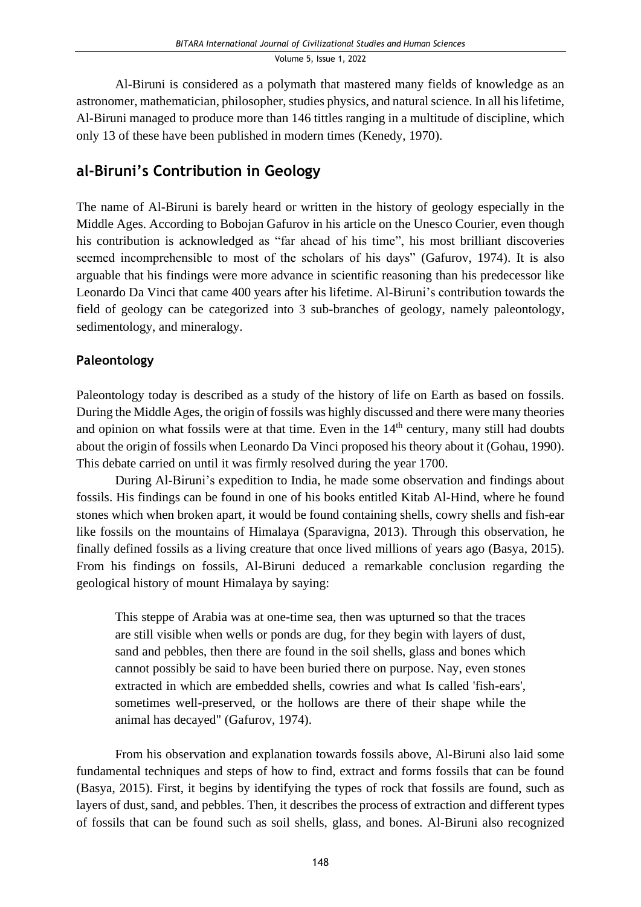Al-Biruni is considered as a polymath that mastered many fields of knowledge as an astronomer, mathematician, philosopher, studies physics, and natural science. In all his lifetime, Al-Biruni managed to produce more than 146 tittles ranging in a multitude of discipline, which only 13 of these have been published in modern times (Kenedy, 1970).

## al-Biruni's Contribution in Geology

The name of Al-Biruni is barely heard or written in the history of geology especially in the Middle Ages. According to Bobojan Gafurov in his article on the Unesco Courier, even though his contribution is acknowledged as "far ahead of his time", his most brilliant discoveries seemed incomprehensible to most of the scholars of his days" (Gafurov, 1974). It is also arguable that his findings were more advance in scientific reasoning than his predecessor like Leonardo Da Vinci that came 400 years after his lifetime. Al-Biruni's contribution towards the field of geology can be categorized into 3 sub-branches of geology, namely paleontology, sedimentology, and mineralogy.

### Paleontology

Paleontology today is described as a study of the history of life on Earth as based on fossils. During the Middle Ages, the origin of fossils was highly discussed and there were many theories and opinion on what fossils were at that time. Even in the 14th century, many still had doubts about the origin of fossils when Leonardo Da Vinci proposed his theory about it (Gohau, 1990). This debate carried on until it was firmly resolved during the year 1700.

During Al-Biruni's expedition to India, he made some observation and findings about fossils. His findings can be found in one of his books entitled Kitab Al-Hind, where he found stones which when broken apart, it would be found containing shells, cowry shells and fish-ear like fossils on the mountains of Himalaya (Sparavigna, 2013). Through this observation, he finally defined fossils as a living creature that once lived millions of years ago (Basya, 2015). From his findings on fossils, Al-Biruni deduced a remarkable conclusion regarding the geological history of mount Himalaya by saying:

> This steppe of Arabia was at one-time sea, then was upturned so that the traces are still visible when wells or ponds are dug, for they begin with layers of dust, sand and pebbles, then there are found in the soil shells, glass and bones which cannot possibly be said to have been buried there on purpose. Nay, even stones extracted in which are embedded shells, cowries and what Is called 'fish-ears', sometimes well-preserved, or the hollows are there of their shape while the animal has decayed" (Gafurov, 1974).

From his observation and explanation towards fossils above, Al-Biruni also laid some fundamental techniques and steps of how to find, extract and forms fossils that can be found (Basya, 2015). First, it begins by identifying the types of rock that fossils are found, such as layers of dust, sand, and pebbles. Then, it describes the process of extraction and different types of fossils that can be found such as soil shells, glass, and bones. Al-Biruni also recognized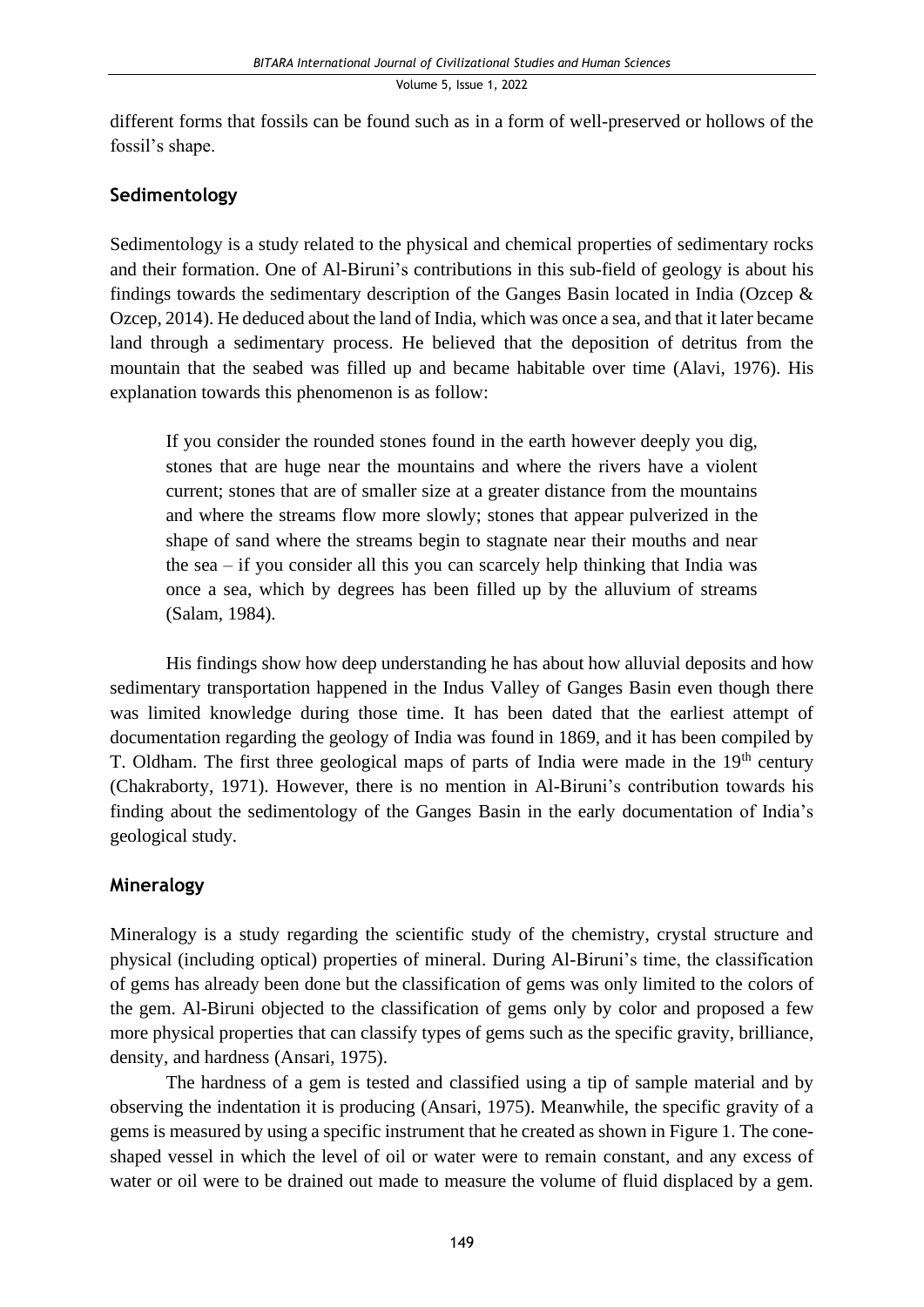different forms that fossils can be found such as in a form of well-preserved or hollows of the fossil's shape.

## Sedimentology

Sedimentology is a study related to the physical and chemical properties of sedimentary rocks and their formation. One of Al-Biruni's contributions in this sub-field of geology is about his findings towards the sedimentary description of the Ganges Basin located in India (Ozcep & Ozcep, 2014). He deduced about the land of India, which was once a sea, and that it later became land through a sedimentary process. He believed that the deposition of detritus from the mountain that the seabed was filled up and became habitable over time (Alavi, 1976). His explanation towards this phenomenon is as follow:

> If you consider the rounded stones found in the earth however deeply you dig, stones that are huge near the mountains and where the rivers have a violent current; stones that are of smaller size at a greater distance from the mountains and where the streams flow more slowly; stones that appear pulverized in the shape of sand where the streams begin to stagnate near their mouths and near the sea – if you consider all this you can scarcely help thinking that India was once a sea, which by degrees has been filled up by the alluvium of streams (Salam, 1984).

His findings show how deep understanding he has about how alluvial deposits and how sedimentary transportation happened in the Indus Valley of Ganges Basin even though there was limited knowledge during those time. It has been dated that the earliest attempt of documentation regarding the geology of India was found in 1869, and it has been compiled by T. Oldham. The first three geological maps of parts of India were made in the 19th century (Chakraborty, 1971). However, there is no mention in Al-Biruni's contribution towards his finding about the sedimentology of the Ganges Basin in the early documentation of India's geological study.

## Mineralogy

Mineralogy is a study regarding the scientific study of the chemistry, crystal structure and physical (including optical) properties of mineral. During Al-Biruni's time, the classification of gems has already been done but the classification of gems was only limited to the colors of the gem. Al-Biruni objected to the classification of gems only by color and proposed a few more physical properties that can classify types of gems such as the specific gravity, brilliance, density, and hardness (Ansari, 1975).

The hardness of a gem is tested and classified using a tip of sample material and by observing the indentation it is producing (Ansari, 1975). Meanwhile, the specific gravity of a gems is measured by using a specific instrument that he created as shown in Figure 1. The cone-shaped vessel in which the level of oil or water were to remain constant, and any excess of water or oil were to be drained out made to measure the volume of fluid displaced by a gem.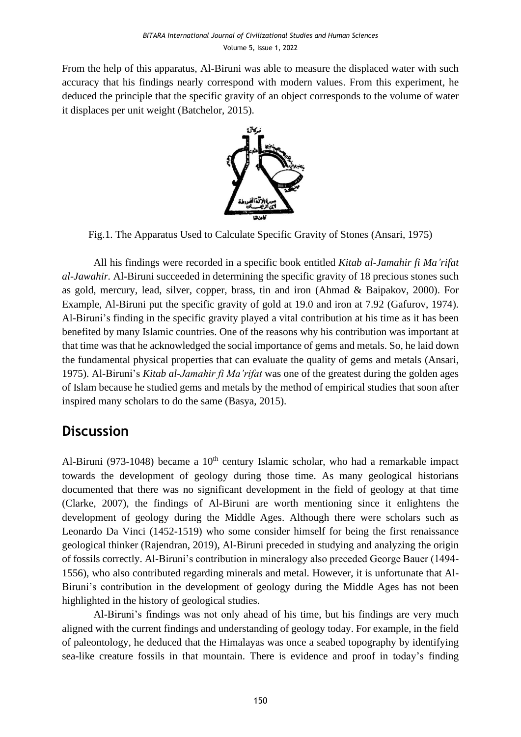From the help of this apparatus, Al-Biruni was able to measure the displaced water with such accuracy that his findings nearly correspond with modern values. From this experiment, he deduced the principle that the specific gravity of an object corresponds to the volume of water it displaces per unit weight (Batchelor, 2015).

Fig.1. The Apparatus Used to Calculate Specific Gravity of Stones (Ansari, 1975)

All his findings were recorded in a specific book entitled *Kitab al-Jamahir fi Ma'rifat al-Jawahir.* Al-Biruni succeeded in determining the specific gravity of 18 precious stones such as gold, mercury, lead, silver, copper, brass, tin and iron (Ahmad & Baipakov, 2000). For Example, Al-Biruni put the specific gravity of gold at 19.0 and iron at 7.92 (Gafurov, 1974). Al-Biruni's finding in the specific gravity played a vital contribution at his time as it has been benefited by many Islamic countries. One of the reasons why his contribution was important at that time was that he acknowledged the social importance of gems and metals. So, he laid down the fundamental physical properties that can evaluate the quality of gems and metals (Ansari, 1975). Al-Biruni's *Kitab al-Jamahir fi Ma'rifat* was one of the greatest during the golden ages of Islam because he studied gems and metals by the method of empirical studies that soon after inspired many scholars to do the same (Basya, 2015).

## Discussion

Al-Biruni (973-1048) became a 10th century Islamic scholar, who had a remarkable impact towards the development of geology during those time. As many geological historians documented that there was no significant development in the field of geology at that time (Clarke, 2007), the findings of Al-Biruni are worth mentioning since it enlightens the development of geology during the Middle Ages. Although there were scholars such as Leonardo Da Vinci (1452-1519) who some consider himself for being the first renaissance geological thinker (Rajendran, 2019), Al-Biruni preceded in studying and analyzing the origin of fossils correctly. Al-Biruni's contribution in mineralogy also preceded George Bauer (1494-1556), who also contributed regarding minerals and metal. However, it is unfortunate that Al-Biruni's contribution in the development of geology during the Middle Ages has not been highlighted in the history of geological studies.

Al-Biruni's findings was not only ahead of his time, but his findings are very much aligned with the current findings and understanding of geology today. For example, in the field of paleontology, he deduced that the Himalayas was once a seabed topography by identifying sea-like creature fossils in that mountain. There is evidence and proof in today's finding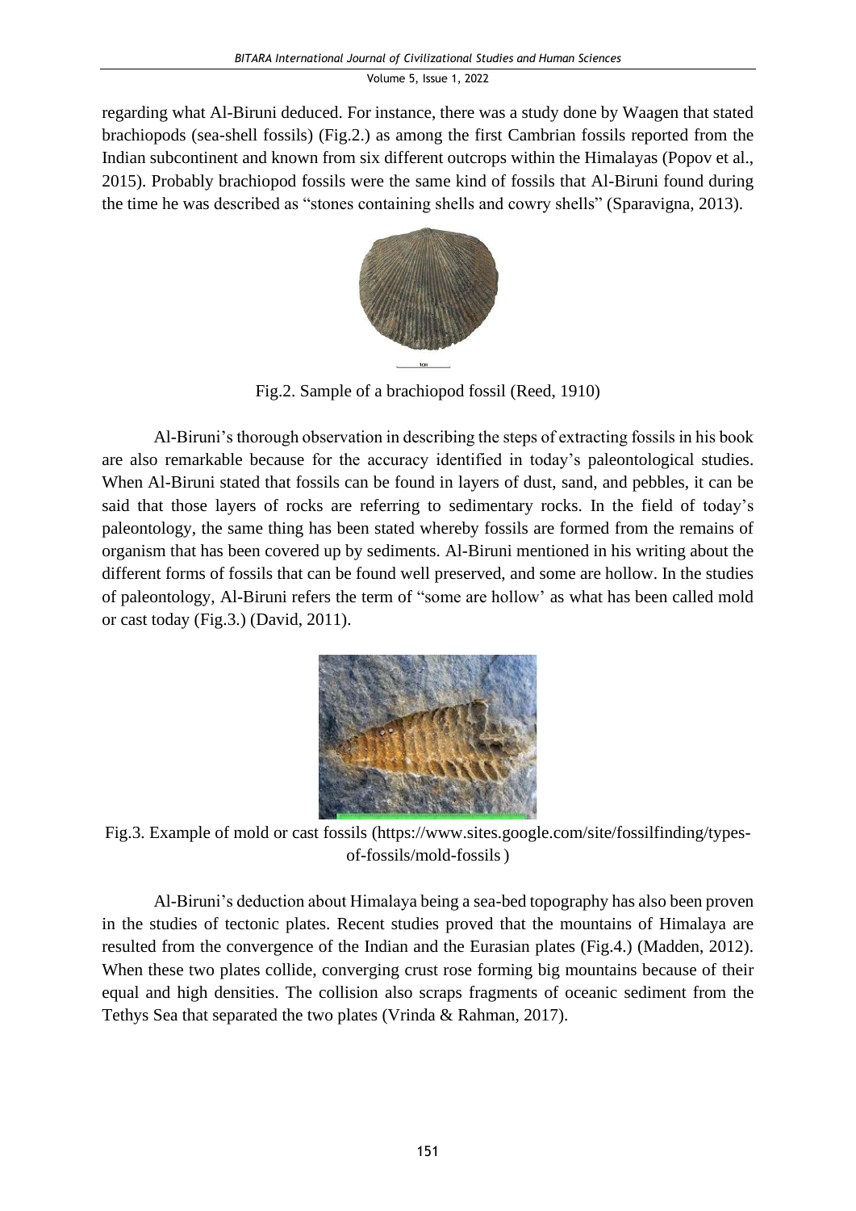regarding what Al-Biruni deduced. For instance, there was a study done by Waagen that stated brachiopods (sea-shell fossils) (Fig.2.) as among the first Cambrian fossils reported from the Indian subcontinent and known from six different outcrops within the Himalayas (Popov et al., 2015). Probably brachiopod fossils were the same kind of fossils that Al-Biruni found during the time he was described as "stones containing shells and cowry shells" (Sparavigna, 2013).

Fig.2. Sample of a brachiopod fossil (Reed, 1910)

Al-Biruni's thorough observation in describing the steps of extracting fossils in his book are also remarkable because for the accuracy identified in today's paleontological studies. When Al-Biruni stated that fossils can be found in layers of dust, sand, and pebbles, it can be said that those layers of rocks are referring to sedimentary rocks. In the field of today's paleontology, the same thing has been stated whereby fossils are formed from the remains of organism that has been covered up by sediments. Al-Biruni mentioned in his writing about the different forms of fossils that can be found well preserved, and some are hollow. In the studies of paleontology, Al-Biruni refers the term of "some are hollow' as what has been called mold or cast today (Fig.3.) (David, 2011).

Fig.3. Example of mold or cast fossils (https://www.sites.google.com/site/fossilfinding/types-of-fossils/mold-fossils )

Al-Biruni's deduction about Himalaya being a sea-bed topography has also been proven in the studies of tectonic plates. Recent studies proved that the mountains of Himalaya are resulted from the convergence of the Indian and the Eurasian plates (Fig.4.) (Madden, 2012). When these two plates collide, converging crust rose forming big mountains because of their equal and high densities. The collision also scraps fragments of oceanic sediment from the Tethys Sea that separated the two plates (Vrinda & Rahman, 2017).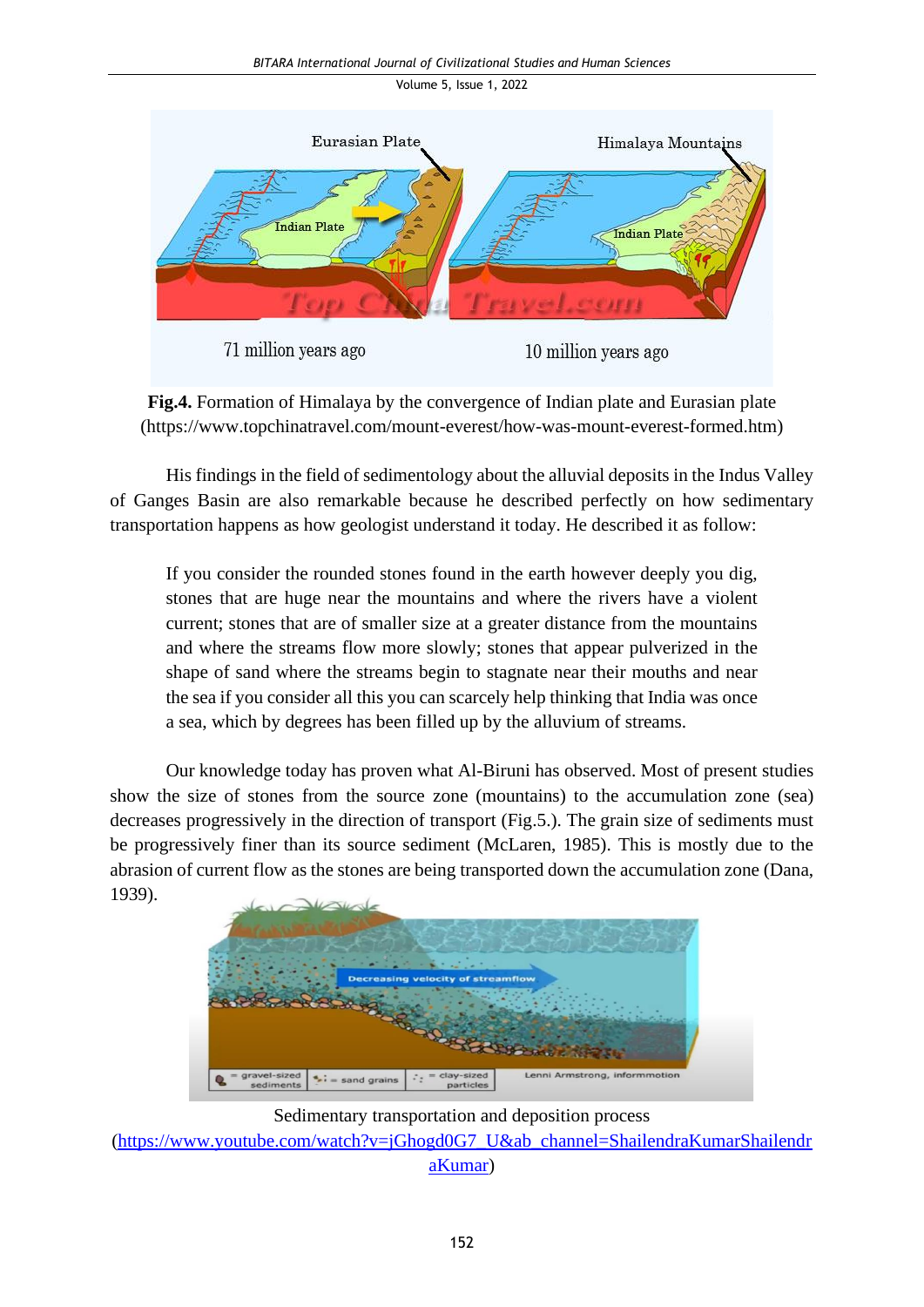**Fig.4.** Formation of Himalaya by the convergence of Indian plate and Eurasian plate (https://www.topchinatravel.com/mount-everest/how-was-mount-everest-formed.htm)

His findings in the field of sedimentology about the alluvial deposits in the Indus Valley of Ganges Basin are also remarkable because he described perfectly on how sedimentary transportation happens as how geologist understand it today. He described it as follow:

> If you consider the rounded stones found in the earth however deeply you dig, stones that are huge near the mountains and where the rivers have a violent current; stones that are of smaller size at a greater distance from the mountains and where the streams flow more slowly; stones that appear pulverized in the shape of sand where the streams begin to stagnate near their mouths and near the sea if you consider all this you can scarcely help thinking that India was once a sea, which by degrees has been filled up by the alluvium of streams.

Our knowledge today has proven what Al-Biruni has observed. Most of present studies show the size of stones from the source zone (mountains) to the accumulation zone (sea) decreases progressively in the direction of transport (Fig.5.). The grain size of sediments must be progressively finer than its source sediment (McLaren, 1985). This is mostly due to the abrasion of current flow as the stones are being transported down the accumulation zone (Dana, 1939).

Sedimentary transportation and deposition process (https://www.youtube.com/watch?v=jGhogd0G7_U&ab_channel=ShailendraKumarShailendraKumar)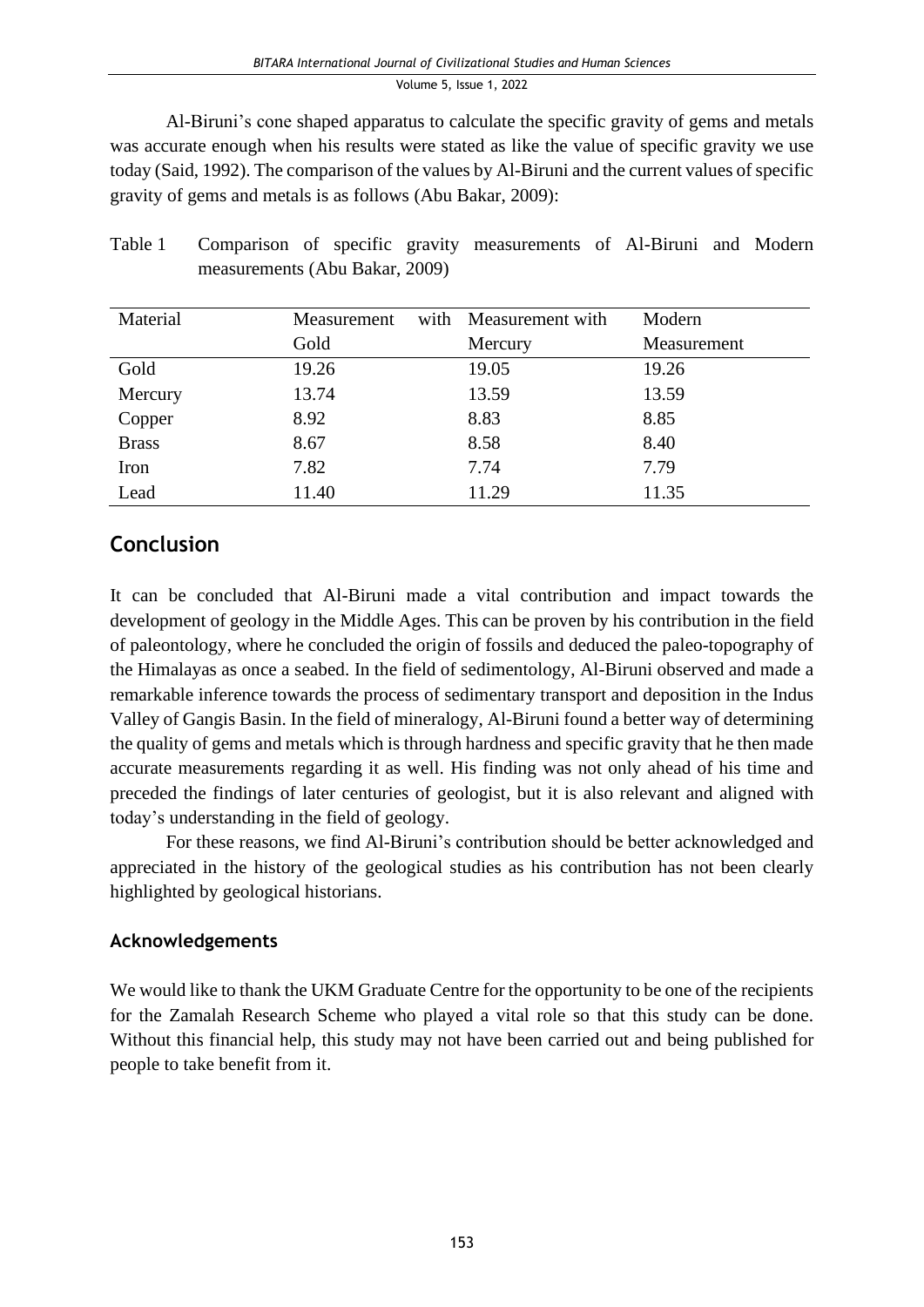Al-Biruni's cone shaped apparatus to calculate the specific gravity of gems and metals was accurate enough when his results were stated as like the value of specific gravity we use today (Said, 1992). The comparison of the values by Al-Biruni and the current values of specific gravity of gems and metals is as follows (Abu Bakar, 2009):

Table 1 Comparison of specific gravity measurements of Al-Biruni and Modern measurements (Abu Bakar, 2009)

| Material | Measurement with Gold | Measurement with Mercury | Modern Measurement |
|---|---|---|---|
| Gold | 19.26 | 19.05 | 19.26 |
| Mercury | 13.74 | 13.59 | 13.59 |
| Copper | 8.92 | 8.83 | 8.85 |
| Brass | 8.67 | 8.58 | 8.40 |
| Iron | 7.82 | 7.74 | 7.79 |
| Lead | 11.40 | 11.29 | 11.35 |

## Conclusion

It can be concluded that Al-Biruni made a vital contribution and impact towards the development of geology in the Middle Ages. This can be proven by his contribution in the field of paleontology, where he concluded the origin of fossils and deduced the paleo-topography of the Himalayas as once a seabed. In the field of sedimentology, Al-Biruni observed and made a remarkable inference towards the process of sedimentary transport and deposition in the Indus Valley of Gangis Basin. In the field of mineralogy, Al-Biruni found a better way of determining the quality of gems and metals which is through hardness and specific gravity that he then made accurate measurements regarding it as well. His finding was not only ahead of his time and preceded the findings of later centuries of geologist, but it is also relevant and aligned with today's understanding in the field of geology.

For these reasons, we find Al-Biruni's contribution should be better acknowledged and appreciated in the history of the geological studies as his contribution has not been clearly highlighted by geological historians.

### Acknowledgements

We would like to thank the UKM Graduate Centre for the opportunity to be one of the recipients for the Zamalah Research Scheme who played a vital role so that this study can be done. Without this financial help, this study may not have been carried out and being published for people to take benefit from it.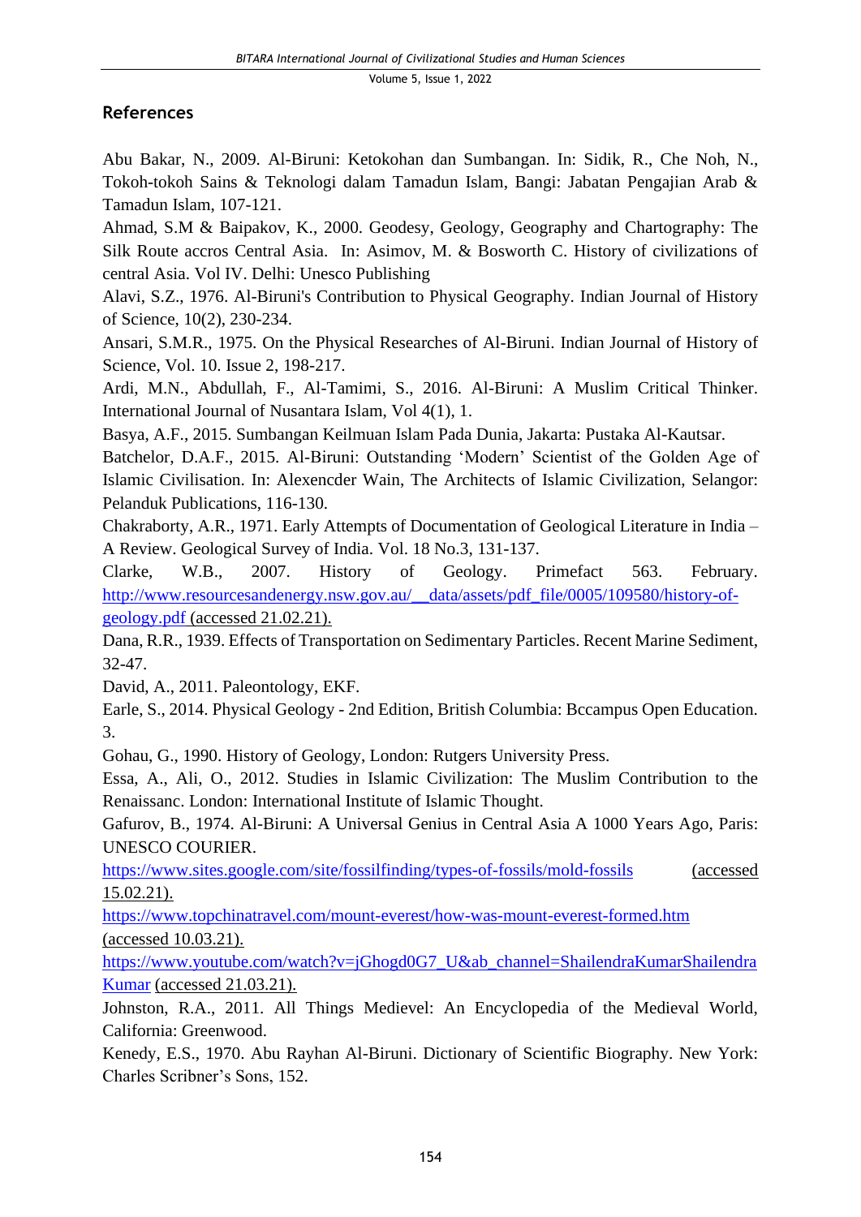## References

Abu Bakar, N., 2009. Al-Biruni: Ketokohan dan Sumbangan. In: Sidik, R., Che Noh, N., Tokoh-tokoh Sains & Teknologi dalam Tamadun Islam, Bangi: Jabatan Pengajian Arab & Tamadun Islam, 107-121.

Ahmad, S.M & Baipakov, K., 2000. Geodesy, Geology, Geography and Chartography: The Silk Route accros Central Asia. In: Asimov, M. & Bosworth C. History of civilizations of central Asia. Vol IV. Delhi: Unesco Publishing

Alavi, S.Z., 1976. Al-Biruni's Contribution to Physical Geography. Indian Journal of History of Science, 10(2), 230-234.

Ansari, S.M.R., 1975. On the Physical Researches of Al-Biruni. Indian Journal of History of Science, Vol. 10. Issue 2, 198-217.

Ardi, M.N., Abdullah, F., Al-Tamimi, S., 2016. Al-Biruni: A Muslim Critical Thinker. International Journal of Nusantara Islam, Vol 4(1), 1.

Basya, A.F., 2015. Sumbangan Keilmuan Islam Pada Dunia, Jakarta: Pustaka Al-Kautsar.

Batchelor, D.A.F., 2015. Al-Biruni: Outstanding 'Modern' Scientist of the Golden Age of Islamic Civilisation. In: Alexencder Wain, The Architects of Islamic Civilization, Selangor: Pelanduk Publications, 116-130.

Chakraborty, A.R., 1971. Early Attempts of Documentation of Geological Literature in India – A Review. Geological Survey of India. Vol. 18 No.3, 131-137.

Clarke, W.B., 2007. History of Geology. Primefact 563. February. http://www.resourcesandenergy.nsw.gov.au/__data/assets/pdf_file/0005/109580/history-of-geology.pdf (accessed 21.02.21).

Dana, R.R., 1939. Effects of Transportation on Sedimentary Particles. Recent Marine Sediment, 32-47.

David, A., 2011. Paleontology, EKF.

Earle, S., 2014. Physical Geology - 2nd Edition, British Columbia: Bccampus Open Education. 3.

Gohau, G., 1990. History of Geology, London: Rutgers University Press.

Essa, A., Ali, O., 2012. Studies in Islamic Civilization: The Muslim Contribution to the Renaissanc. London: International Institute of Islamic Thought.

Gafurov, B., 1974. Al-Biruni: A Universal Genius in Central Asia A 1000 Years Ago, Paris: UNESCO COURIER.

https://www.sites.google.com/site/fossilfinding/types-of-fossils/mold-fossils (accessed 15.02.21).

https://www.topchinatravel.com/mount-everest/how-was-mount-everest-formed.htm (accessed 10.03.21).

https://www.youtube.com/watch?v=jGhogd0G7_U&ab_channel=ShailendraKumarShailendraKumar (accessed 21.03.21).

Johnston, R.A., 2011. All Things Medievel: An Encyclopedia of the Medieval World, California: Greenwood.

Kenedy, E.S., 1970. Abu Rayhan Al-Biruni. Dictionary of Scientific Biography. New York: Charles Scribner's Sons, 152.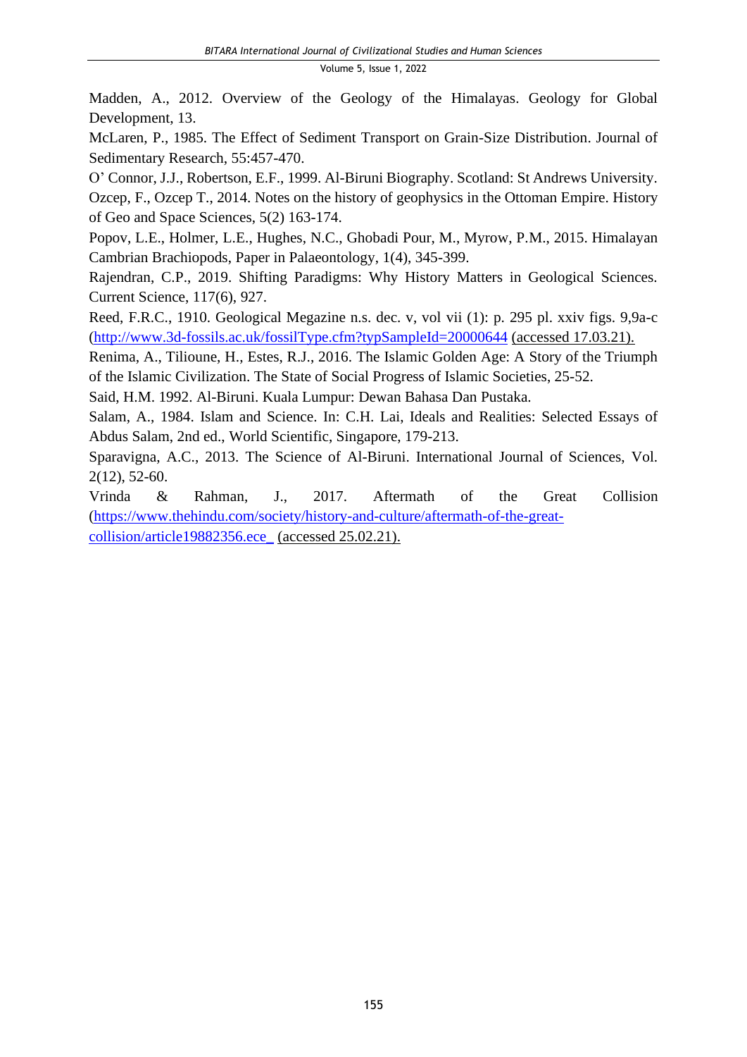Madden, A., 2012. Overview of the Geology of the Himalayas. Geology for Global Development, 13.

McLaren, P., 1985. The Effect of Sediment Transport on Grain-Size Distribution. Journal of Sedimentary Research, 55:457-470.

O' Connor, J.J., Robertson, E.F., 1999. Al-Biruni Biography. Scotland: St Andrews University.

Ozcep, F., Ozcep T., 2014. Notes on the history of geophysics in the Ottoman Empire. History of Geo and Space Sciences, 5(2) 163-174.

Popov, L.E., Holmer, L.E., Hughes, N.C., Ghobadi Pour, M., Myrow, P.M., 2015. Himalayan Cambrian Brachiopods, Paper in Palaeontology, 1(4), 345-399.

Rajendran, C.P., 2019. Shifting Paradigms: Why History Matters in Geological Sciences. Current Science, 117(6), 927.

Reed, F.R.C., 1910. Geological Megazine n.s. dec. v, vol vii (1): p. 295 pl. xxiv figs. 9,9a-c (http://www.3d-fossils.ac.uk/fossilType.cfm?typSampleId=20000644 (accessed 17.03.21).

Renima, A., Tilioune, H., Estes, R.J., 2016. The Islamic Golden Age: A Story of the Triumph of the Islamic Civilization. The State of Social Progress of Islamic Societies, 25-52.

Said, H.M. 1992. Al-Biruni. Kuala Lumpur: Dewan Bahasa Dan Pustaka.

Salam, A., 1984. Islam and Science. In: C.H. Lai, Ideals and Realities: Selected Essays of Abdus Salam, 2nd ed., World Scientific, Singapore, 179-213.

Sparavigna, A.C., 2013. The Science of Al-Biruni. International Journal of Sciences, Vol. 2(12), 52-60.

Vrinda & Rahman, J., 2017. Aftermath of the Great Collision (https://www.thehindu.com/society/history-and-culture/aftermath-of-the-great-collision/article19882356.ece (accessed 25.02.21).